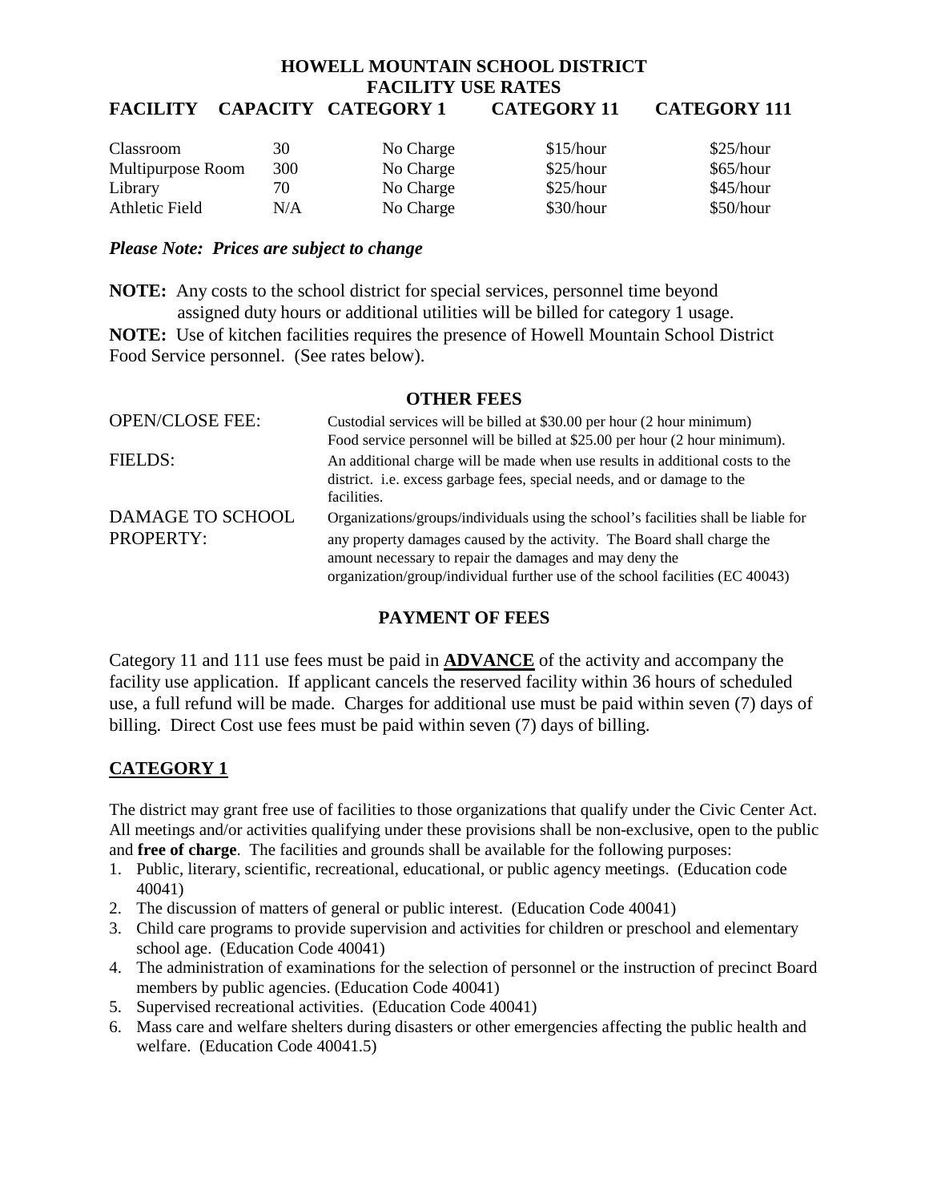# HOWELL MOUNTAIN SCHOOL DISTRICT
## FACILITY USE RATES

| FACILITY | CAPACITY | CATEGORY 1 | CATEGORY 11 | CATEGORY 111 |
|---|---|---|---|---|
| Classroom | 30 | No Charge | $15/hour | $25/hour |
| Multipurpose Room | 300 | No Charge | $25/hour | $65/hour |
| Library | 70 | No Charge | $25/hour | $45/hour |
| Athletic Field | N/A | No Charge | $30/hour | $50/hour |

***Please Note: Prices are subject to change***

**NOTE:** Any costs to the school district for special services, personnel time beyond assigned duty hours or additional utilities will be billed for category 1 usage.

**NOTE:** Use of kitchen facilities requires the presence of Howell Mountain School District Food Service personnel. (See rates below).

### OTHER FEES

| | |
|---|---|
| OPEN/CLOSE FEE: | Custodial services will be billed at $30.00 per hour (2 hour minimum) Food service personnel will be billed at $25.00 per hour (2 hour minimum). |
| FIELDS: | An additional charge will be made when use results in additional costs to the district. i.e. excess garbage fees, special needs, and or damage to the facilities. |
| DAMAGE TO SCHOOL PROPERTY: | Organizations/groups/individuals using the school's facilities shall be liable for any property damages caused by the activity. The Board shall charge the amount necessary to repair the damages and may deny the organization/group/individual further use of the school facilities (EC 40043) |

### PAYMENT OF FEES

Category 11 and 111 use fees must be paid in **ADVANCE** of the activity and accompany the facility use application. If applicant cancels the reserved facility within 36 hours of scheduled use, a full refund will be made. Charges for additional use must be paid within seven (7) days of billing. Direct Cost use fees must be paid within seven (7) days of billing.

## CATEGORY 1

The district may grant free use of facilities to those organizations that qualify under the Civic Center Act. All meetings and/or activities qualifying under these provisions shall be non-exclusive, open to the public and **free of charge**. The facilities and grounds shall be available for the following purposes:

1. Public, literary, scientific, recreational, educational, or public agency meetings. (Education code 40041)
2. The discussion of matters of general or public interest. (Education Code 40041)
3. Child care programs to provide supervision and activities for children or preschool and elementary school age. (Education Code 40041)
4. The administration of examinations for the selection of personnel or the instruction of precinct Board members by public agencies. (Education Code 40041)
5. Supervised recreational activities. (Education Code 40041)
6. Mass care and welfare shelters during disasters or other emergencies affecting the public health and welfare. (Education Code 40041.5)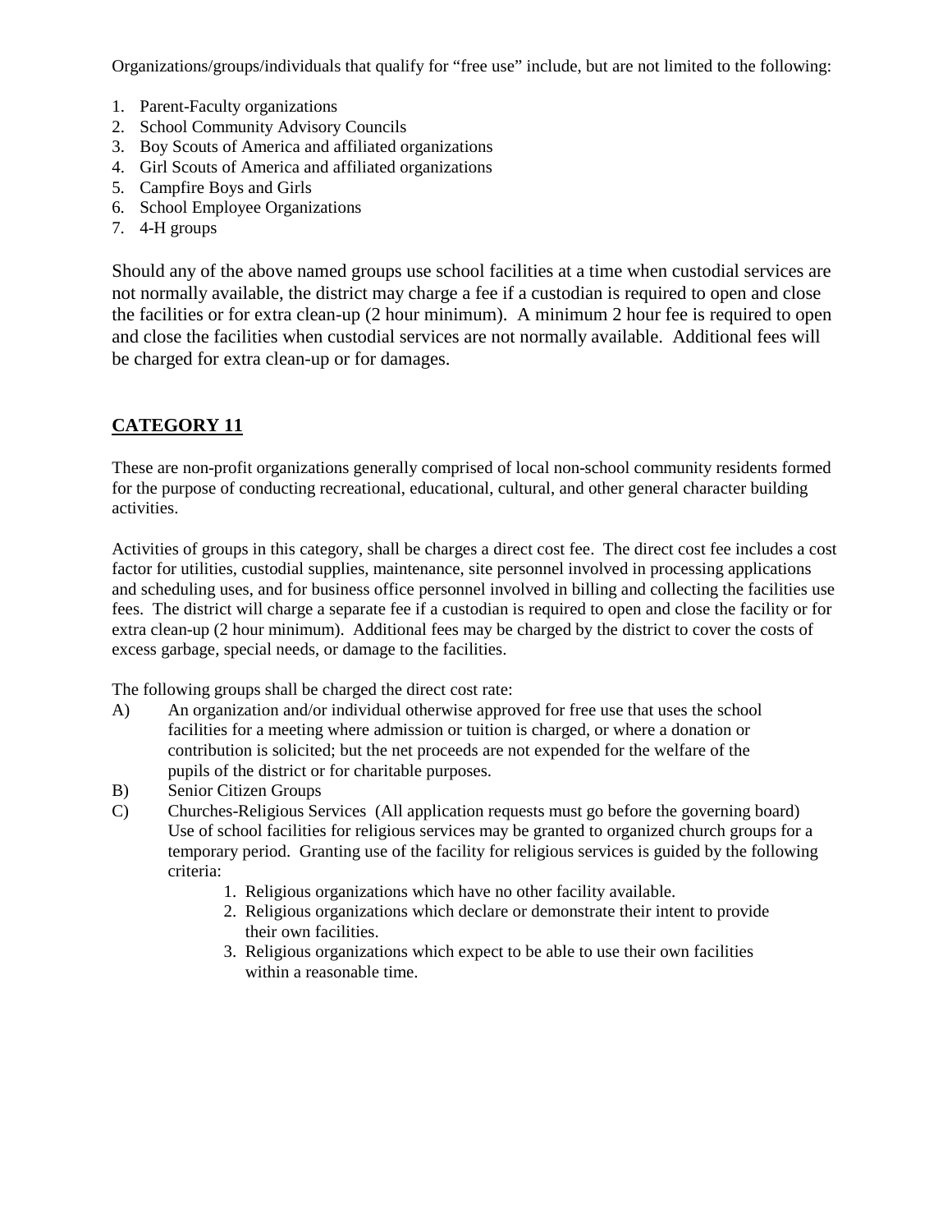Organizations/groups/individuals that qualify for "free use" include, but are not limited to the following:

1. Parent-Faculty organizations
2. School Community Advisory Councils
3. Boy Scouts of America and affiliated organizations
4. Girl Scouts of America and affiliated organizations
5. Campfire Boys and Girls
6. School Employee Organizations
7. 4-H groups

Should any of the above named groups use school facilities at a time when custodial services are not normally available, the district may charge a fee if a custodian is required to open and close the facilities or for extra clean-up (2 hour minimum). A minimum 2 hour fee is required to open and close the facilities when custodial services are not normally available. Additional fees will be charged for extra clean-up or for damages.

## CATEGORY 11

These are non-profit organizations generally comprised of local non-school community residents formed for the purpose of conducting recreational, educational, cultural, and other general character building activities.

Activities of groups in this category, shall be charges a direct cost fee. The direct cost fee includes a cost factor for utilities, custodial supplies, maintenance, site personnel involved in processing applications and scheduling uses, and for business office personnel involved in billing and collecting the facilities use fees. The district will charge a separate fee if a custodian is required to open and close the facility or for extra clean-up (2 hour minimum). Additional fees may be charged by the district to cover the costs of excess garbage, special needs, or damage to the facilities.

The following groups shall be charged the direct cost rate:

A) An organization and/or individual otherwise approved for free use that uses the school facilities for a meeting where admission or tuition is charged, or where a donation or contribution is solicited; but the net proceeds are not expended for the welfare of the pupils of the district or for charitable purposes.

B) Senior Citizen Groups

C) Churches-Religious Services (All application requests must go before the governing board) Use of school facilities for religious services may be granted to organized church groups for a temporary period. Granting use of the facility for religious services is guided by the following criteria:

   1. Religious organizations which have no other facility available.
   2. Religious organizations which declare or demonstrate their intent to provide their own facilities.
   3. Religious organizations which expect to be able to use their own facilities within a reasonable time.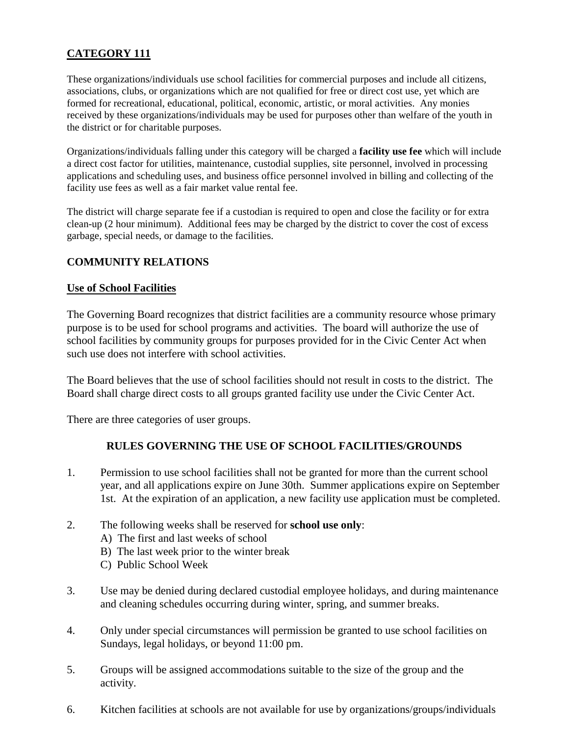## CATEGORY 111

These organizations/individuals use school facilities for commercial purposes and include all citizens, associations, clubs, or organizations which are not qualified for free or direct cost use, yet which are formed for recreational, educational, political, economic, artistic, or moral activities. Any monies received by these organizations/individuals may be used for purposes other than welfare of the youth in the district or for charitable purposes.

Organizations/individuals falling under this category will be charged a **facility use fee** which will include a direct cost factor for utilities, maintenance, custodial supplies, site personnel, involved in processing applications and scheduling uses, and business office personnel involved in billing and collecting of the facility use fees as well as a fair market value rental fee.

The district will charge separate fee if a custodian is required to open and close the facility or for extra clean-up (2 hour minimum). Additional fees may be charged by the district to cover the cost of excess garbage, special needs, or damage to the facilities.

## COMMUNITY RELATIONS

### Use of School Facilities

The Governing Board recognizes that district facilities are a community resource whose primary purpose is to be used for school programs and activities. The board will authorize the use of school facilities by community groups for purposes provided for in the Civic Center Act when such use does not interfere with school activities.

The Board believes that the use of school facilities should not result in costs to the district. The Board shall charge direct costs to all groups granted facility use under the Civic Center Act.

There are three categories of user groups.

### RULES GOVERNING THE USE OF SCHOOL FACILITIES/GROUNDS

1. Permission to use school facilities shall not be granted for more than the current school year, and all applications expire on June 30th. Summer applications expire on September 1st. At the expiration of an application, a new facility use application must be completed.

2. The following weeks shall be reserved for **school use only**:
   A) The first and last weeks of school
   B) The last week prior to the winter break
   C) Public School Week

3. Use may be denied during declared custodial employee holidays, and during maintenance and cleaning schedules occurring during winter, spring, and summer breaks.

4. Only under special circumstances will permission be granted to use school facilities on Sundays, legal holidays, or beyond 11:00 pm.

5. Groups will be assigned accommodations suitable to the size of the group and the activity.

6. Kitchen facilities at schools are not available for use by organizations/groups/individuals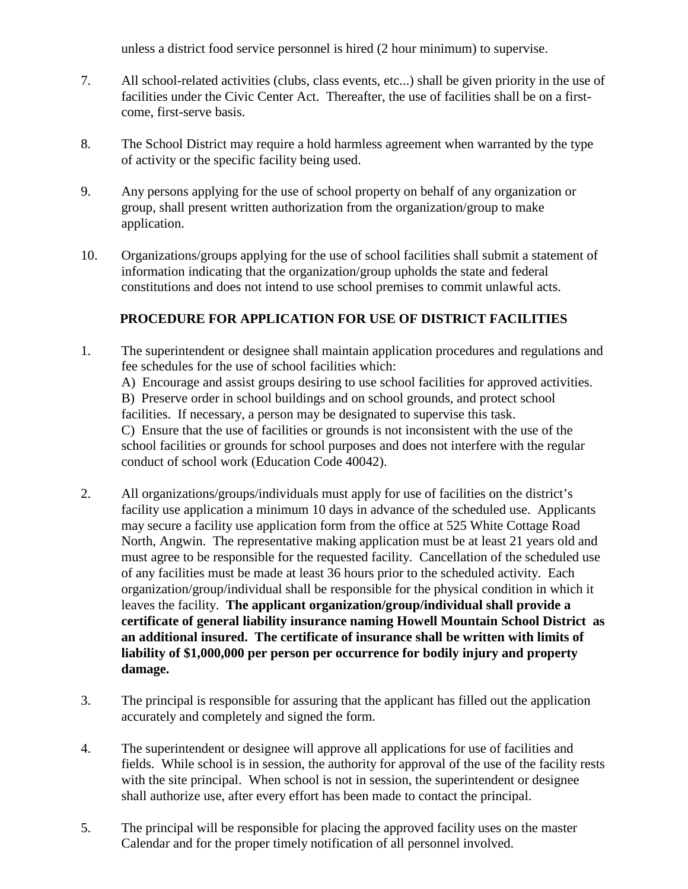unless a district food service personnel is hired (2 hour minimum) to supervise.

7. All school-related activities (clubs, class events, etc...) shall be given priority in the use of facilities under the Civic Center Act. Thereafter, the use of facilities shall be on a first-come, first-serve basis.

8. The School District may require a hold harmless agreement when warranted by the type of activity or the specific facility being used.

9. Any persons applying for the use of school property on behalf of any organization or group, shall present written authorization from the organization/group to make application.

10. Organizations/groups applying for the use of school facilities shall submit a statement of information indicating that the organization/group upholds the state and federal constitutions and does not intend to use school premises to commit unlawful acts.

## PROCEDURE FOR APPLICATION FOR USE OF DISTRICT FACILITIES

1. The superintendent or designee shall maintain application procedures and regulations and fee schedules for the use of school facilities which:
   A) Encourage and assist groups desiring to use school facilities for approved activities.
   B) Preserve order in school buildings and on school grounds, and protect school facilities. If necessary, a person may be designated to supervise this task.
   C) Ensure that the use of facilities or grounds is not inconsistent with the use of the school facilities or grounds for school purposes and does not interfere with the regular conduct of school work (Education Code 40042).

2. All organizations/groups/individuals must apply for use of facilities on the district's facility use application a minimum 10 days in advance of the scheduled use. Applicants may secure a facility use application form from the office at 525 White Cottage Road North, Angwin. The representative making application must be at least 21 years old and must agree to be responsible for the requested facility. Cancellation of the scheduled use of any facilities must be made at least 36 hours prior to the scheduled activity. Each organization/group/individual shall be responsible for the physical condition in which it leaves the facility. **The applicant organization/group/individual shall provide a certificate of general liability insurance naming Howell Mountain School District as an additional insured. The certificate of insurance shall be written with limits of liability of $1,000,000 per person per occurrence for bodily injury and property damage.**

3. The principal is responsible for assuring that the applicant has filled out the application accurately and completely and signed the form.

4. The superintendent or designee will approve all applications for use of facilities and fields. While school is in session, the authority for approval of the use of the facility rests with the site principal. When school is not in session, the superintendent or designee shall authorize use, after every effort has been made to contact the principal.

5. The principal will be responsible for placing the approved facility uses on the master Calendar and for the proper timely notification of all personnel involved.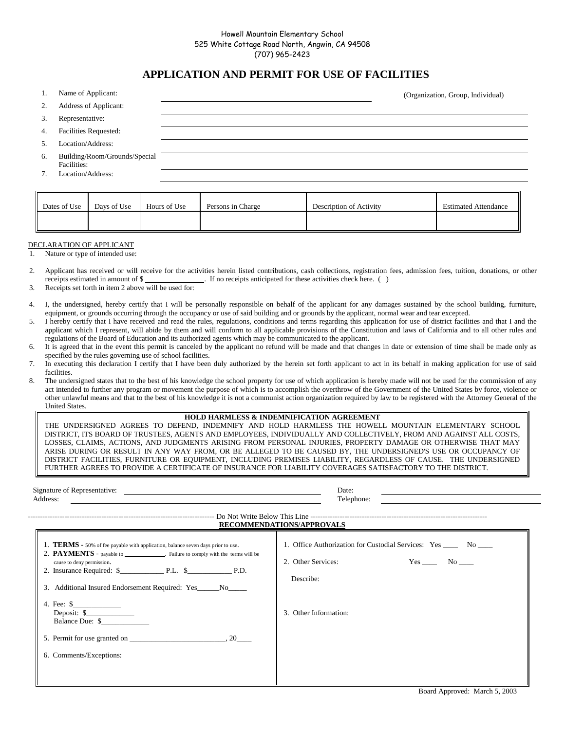Howell Mountain Elementary School
525 White Cottage Road North, Angwin, CA 94508
(707) 965-2423

# APPLICATION AND PERMIT FOR USE OF FACILITIES

1. Name of Applicant: ______________________ (Organization, Group, Individual)
2. Address of Applicant: ______________________
3. Representative: ______________________
4. Facilities Requested: ______________________
5. Location/Address: ______________________
6. Building/Room/Grounds/Special Facilities: ______________________
7. Location/Address: ______________________

| Dates of Use | Days of Use | Hours of Use | Persons in Charge | Description of Activity | Estimated Attendance |
|---|---|---|---|---|---|
| | | | | | |

DECLARATION OF APPLICANT

1. Nature or type of intended use:
2. Applicant has received or will receive for the activities herein listed contributions, cash collections, registration fees, admission fees, tuition, donations, or other receipts estimated in amount of $ ______________. If no receipts anticipated for these activities check here. ( )
3. Receipts set forth in item 2 above will be used for:
4. I, the undersigned, hereby certify that I will be personally responsible on behalf of the applicant for any damages sustained by the school building, furniture, equipment, or grounds occurring through the occupancy or use of said building and or grounds by the applicant, normal wear and tear excepted.
5. I hereby certify that I have received and read the rules, regulations, conditions and terms regarding this application for use of district facilities and that I and the applicant which I represent, will abide by them and will conform to all applicable provisions of the Constitution and laws of California and to all other rules and regulations of the Board of Education and its authorized agents which may be communicated to the applicant.
6. It is agreed that in the event this permit is canceled by the applicant no refund will be made and that changes in date or extension of time shall be made only as specified by the rules governing use of school facilities.
7. In executing this declaration I certify that I have been duly authorized by the herein set forth applicant to act in its behalf in making application for use of said facilities.
8. The undersigned states that to the best of his knowledge the school property for use of which application is hereby made will not be used for the commission of any act intended to further any program or movement the purpose of which is to accomplish the overthrow of the Government of the United States by force, violence or other unlawful means and that to the best of his knowledge it is not a communist action organization required by law to be registered with the Attorney General of the United States.

**HOLD HARMLESS & INDEMNIFICATION AGREEMENT**

THE UNDERSIGNED AGREES TO DEFEND, INDEMNIFY AND HOLD HARMLESS THE HOWELL MOUNTAIN ELEMENTARY SCHOOL DISTRICT, ITS BOARD OF TRUSTEES, AGENTS AND EMPLOYEES, INDIVIDUALLY AND COLLECTIVELY, FROM AND AGAINST ALL COSTS, LOSSES, CLAIMS, ACTIONS, AND JUDGMENTS ARISING FROM PERSONAL INJURIES, PROPERTY DAMAGE OR OTHERWISE THAT MAY ARISE DURING OR RESULT IN ANY WAY FROM, OR BE ALLEGED TO BE CAUSED BY, THE UNDERSIGNED'S USE OR OCCUPANCY OF DISTRICT FACILITIES, FURNITURE OR EQUIPMENT, INCLUDING PREMISES LIABILITY, REGARDLESS OF CAUSE. THE UNDERSIGNED FURTHER AGREES TO PROVIDE A CERTIFICATE OF INSURANCE FOR LIABILITY COVERAGES SATISFACTORY TO THE DISTRICT.

Signature of Representative: ______________________ Date: ______________________
Address: ______________________ Telephone: ______________________

------------------------------ Do Not Write Below This Line ------------------------------

**RECOMMENDATIONS/APPROVALS**

1. **TERMS** - 50% of fee payable with application, balance seven days prior to use.
2. **PAYMENTS** - payable to ____________. Failure to comply with the terms will be cause to deny permission.
2. Insurance Required: $____________ P.L. $____________ P.D.
3. Additional Insured Endorsement Required: Yes______No_____
4. Fee: $____________
   Deposit: $____________
   Balance Due: $____________
5. Permit for use granted on __________________________, 20____
6. Comments/Exceptions:

1. Office Authorization for Custodial Services: Yes ____ No ____
2. Other Services: Yes ____ No ____
   Describe:
3. Other Information:

Board Approved: March 5, 2003